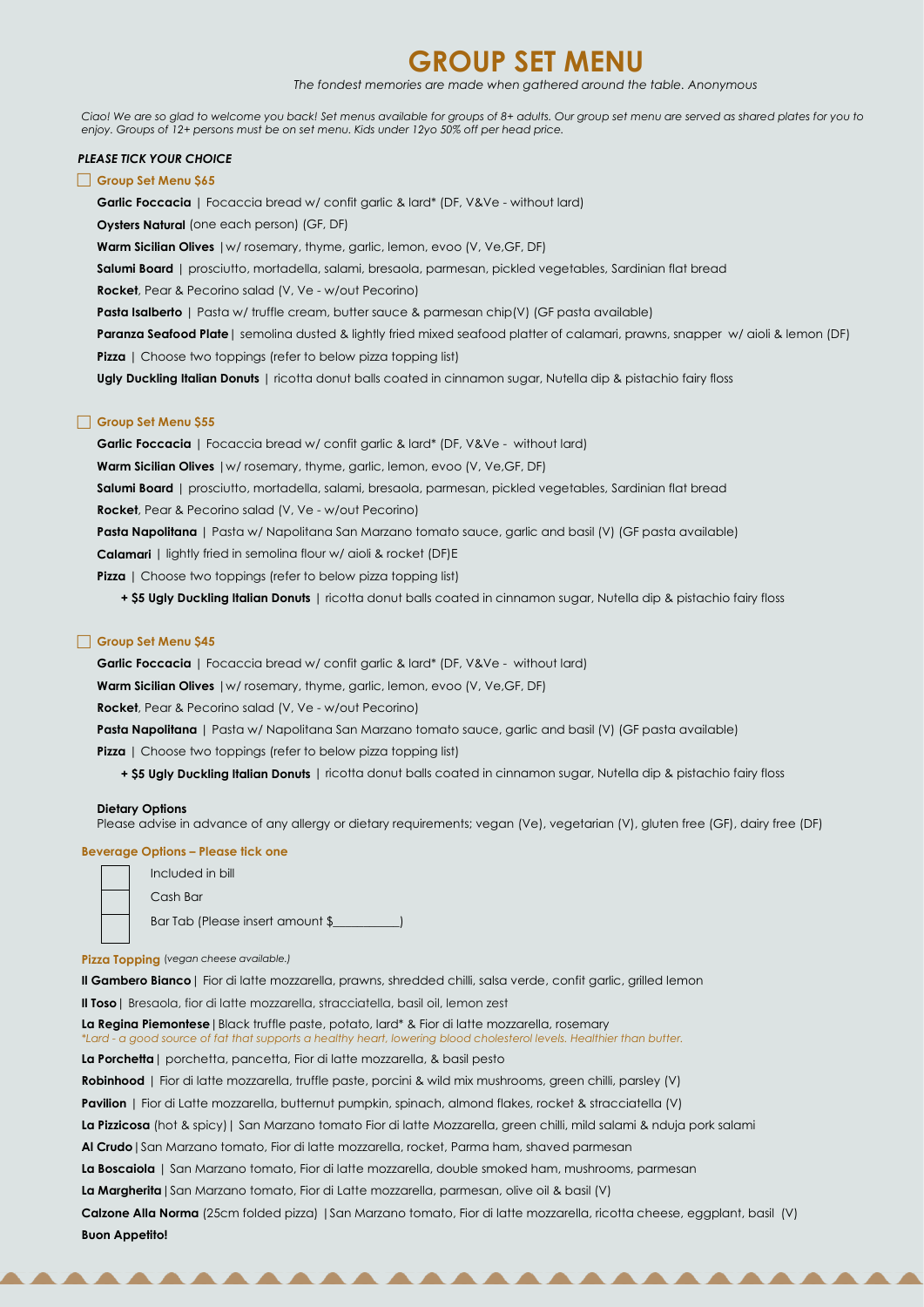# GROUP SET MENU

*The fondest memories are made when gathered around the table. Anonymous*

*Ciao! We are so glad to welcome you back! Set menus available for groups of 8+ adults. Our group set menu are served as shared plates for you to enjoy. Groups of 12+ persons must be on set menu. Kids under 12yo 50% off per head price.*

***PLEASE TICK YOUR CHOICE***

## ☐ Group Set Menu $65

**Garlic Foccacia** | Focaccia bread w/ confit garlic & lard* (DF, V&Ve - without lard)

**Oysters Natural** (one each person) (GF, DF)

**Warm Sicilian Olives** |w/ rosemary, thyme, garlic, lemon, evoo (V, Ve,GF, DF)

**Salumi Board** | prosciutto, mortadella, salami, bresaola, parmesan, pickled vegetables, Sardinian flat bread

**Rocket**, Pear & Pecorino salad (V, Ve - w/out Pecorino)

**Pasta Isalberto** | Pasta w/ truffle cream, butter sauce & parmesan chip(V) (GF pasta available)

**Paranza Seafood Plate**| semolina dusted & lightly fried mixed seafood platter of calamari, prawns, snapper w/ aioli & lemon (DF)

**Pizza** | Choose two toppings (refer to below pizza topping list)

**Ugly Duckling Italian Donuts** | ricotta donut balls coated in cinnamon sugar, Nutella dip & pistachio fairy floss

## ☐ Group Set Menu $55

**Garlic Foccacia** | Focaccia bread w/ confit garlic & lard* (DF, V&Ve - without lard)

**Warm Sicilian Olives** |w/ rosemary, thyme, garlic, lemon, evoo (V, Ve,GF, DF)

**Salumi Board** | prosciutto, mortadella, salami, bresaola, parmesan, pickled vegetables, Sardinian flat bread

**Rocket**, Pear & Pecorino salad (V, Ve - w/out Pecorino)

**Pasta Napolitana** | Pasta w/ Napolitana San Marzano tomato sauce, garlic and basil (V) (GF pasta available)

**Calamari** | lightly fried in semolina flour w/ aioli & rocket (DF)E

**Pizza** | Choose two toppings (refer to below pizza topping list)

**+ $5 Ugly Duckling Italian Donuts** | ricotta donut balls coated in cinnamon sugar, Nutella dip & pistachio fairy floss

## ☐ Group Set Menu $45

**Garlic Foccacia** | Focaccia bread w/ confit garlic & lard* (DF, V&Ve - without lard)

**Warm Sicilian Olives** |w/ rosemary, thyme, garlic, lemon, evoo (V, Ve,GF, DF)

**Rocket**, Pear & Pecorino salad (V, Ve - w/out Pecorino)

**Pasta Napolitana** | Pasta w/ Napolitana San Marzano tomato sauce, garlic and basil (V) (GF pasta available)

**Pizza** | Choose two toppings (refer to below pizza topping list)

**+ $5 Ugly Duckling Italian Donuts** | ricotta donut balls coated in cinnamon sugar, Nutella dip & pistachio fairy floss

**Dietary Options**

Please advise in advance of any allergy or dietary requirements; vegan (Ve), vegetarian (V), gluten free (GF), dairy free (DF)

### Beverage Options – Please tick one

- ☐ Included in bill
- ☐ Cash Bar
- ☐ Bar Tab (Please insert amount $__________)

### Pizza Topping *(vegan cheese available.)*

**Il Gambero Bianco**| Fior di latte mozzarella, prawns, shredded chilli, salsa verde, confit garlic, grilled lemon

**Il Toso**| Bresaola, fior di latte mozzarella, stracciatella, basil oil, lemon zest

**La Regina Piemontese**|Black truffle paste, potato, lard* & Fior di latte mozzarella, rosemary

*\*Lard - a good source of fat that supports a healthy heart, lowering blood cholesterol levels. Healthier than butter.*

**La Porchetta**| porchetta, pancetta, Fior di latte mozzarella, & basil pesto

**Robinhood** | Fior di latte mozzarella, truffle paste, porcini & wild mix mushrooms, green chilli, parsley (V)

**Pavilion** | Fior di Latte mozzarella, butternut pumpkin, spinach, almond flakes, rocket & stracciatella (V)

**La Pizzicosa** (hot & spicy)| San Marzano tomato Fior di latte Mozzarella, green chilli, mild salami & nduja pork salami

**Al Crudo**|San Marzano tomato, Fior di latte mozzarella, rocket, Parma ham, shaved parmesan

**La Boscaiola** | San Marzano tomato, Fior di latte mozzarella, double smoked ham, mushrooms, parmesan

**La Margherita**|San Marzano tomato, Fior di Latte mozzarella, parmesan, olive oil & basil (V)

**Calzone Alla Norma** (25cm folded pizza) |San Marzano tomato, Fior di latte mozzarella, ricotta cheese, eggplant, basil (V)

**Buon Appetito!**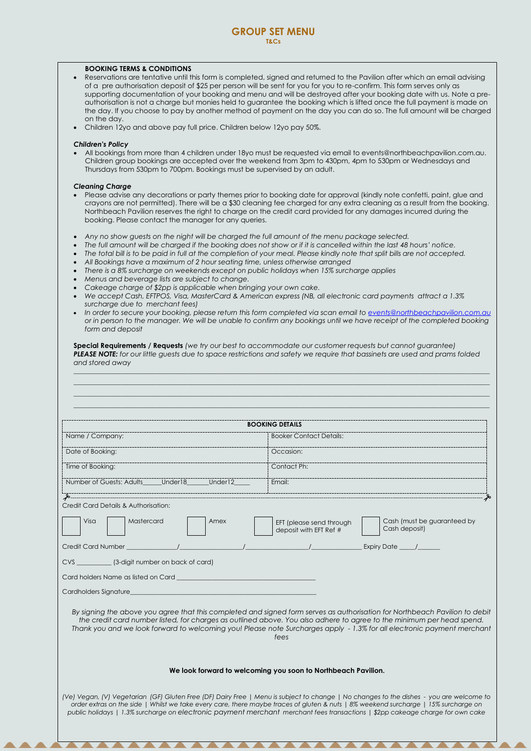## GROUP SET MENU

**T&Cs**

**BOOKING TERMS & CONDITIONS**

- Reservations are tentative until this form is completed, signed and returned to the Pavilion after which an email advising of a pre authorisation deposit of $25 per person will be sent for you for you to re-confirm. This form serves only as supporting documentation of your booking and menu and will be destroyed after your booking date with us. Note a pre-authorisation is not a charge but monies held to guarantee the booking which is lifted once the full payment is made on the day. If you choose to pay by another method of payment on the day you can do so. The full amount will be charged on the day.
- Children 12yo and above pay full price. Children below 12yo pay 50%.

***Children's Policy***

- All bookings from more than 4 children under 18yo must be requested via email to events@northbeachpavilion.com.au. Children group bookings are accepted over the weekend from 3pm to 430pm, 4pm to 530pm or Wednesdays and Thursdays from 530pm to 700pm. Bookings must be supervised by an adult.

***Cleaning Charge***

- Please advise any decorations or party themes prior to booking date for approval (kindly note confetti, paint, glue and crayons are not permitted). There will be a $30 cleaning fee charged for any extra cleaning as a result from the booking. Northbeach Pavilion reserves the right to charge on the credit card provided for any damages incurred during the booking. Please contact the manager for any queries.

- *Any no show guests on the night will be charged the full amount of the menu package selected.*
- *The full amount will be charged if the booking does not show or if it is cancelled within the last 48 hours' notice.*
- *The total bill is to be paid in full at the completion of your meal. Please kindly note that split bills are not accepted.*
- *All Bookings have a maximum of 2 hour seating time, unless otherwise arranged*
- *There is a 8% surcharge on weekends except on public holidays when 15% surcharge applies*
- *Menus and beverage lists are subject to change.*
- *Cakeage charge of $2pp is applicable when bringing your own cake.*
- *We accept Cash, EFTPOS, Visa, MasterCard & American express (NB, all electronic card payments attract a 1.3% surcharge due to merchant fees)*
- *In order to secure your booking, please return this form completed via scan email to events@northbeachpavilion.com.au or in person to the manager. We will be unable to confirm any bookings until we have receipt of the completed booking form and deposit*

**Special Requirements / Requests** *(we try our best to accommodate our customer requests but cannot guarantee)*
***PLEASE NOTE:*** *for our little guests due to space restrictions and safety we require that bassinets are used and prams folded and stored away*

\_\_\_\_\_\_\_\_\_\_\_\_\_\_\_\_\_\_\_\_\_\_\_\_\_\_\_\_\_\_\_\_\_\_\_\_\_\_\_\_\_\_\_\_\_\_\_\_\_\_\_\_\_\_\_\_\_\_\_\_\_\_\_\_\_\_\_\_\_\_\_\_\_\_\_\_\_\_

\_\_\_\_\_\_\_\_\_\_\_\_\_\_\_\_\_\_\_\_\_\_\_\_\_\_\_\_\_\_\_\_\_\_\_\_\_\_\_\_\_\_\_\_\_\_\_\_\_\_\_\_\_\_\_\_\_\_\_\_\_\_\_\_\_\_\_\_\_\_\_\_\_\_\_\_\_\_

\_\_\_\_\_\_\_\_\_\_\_\_\_\_\_\_\_\_\_\_\_\_\_\_\_\_\_\_\_\_\_\_\_\_\_\_\_\_\_\_\_\_\_\_\_\_\_\_\_\_\_\_\_\_\_\_\_\_\_\_\_\_\_\_\_\_\_\_\_\_\_\_\_\_\_\_\_\_

\_\_\_\_\_\_\_\_\_\_\_\_\_\_\_\_\_\_\_\_\_\_\_\_\_\_\_\_\_\_\_\_\_\_\_\_\_\_\_\_\_\_\_\_\_\_\_\_\_\_\_\_\_\_\_\_\_\_\_\_\_\_\_\_\_\_\_\_\_\_\_\_\_\_\_\_\_\_

| **BOOKING DETAILS** | |
|---|---|
| Name / Company: | Booker Contact Details: |
| Date of Booking: | Occasion: |
| Time of Booking: | Contact Ph: |
| Number of Guests: Adults\_\_\_\_\_Under18\_\_\_\_\_\_Under12\_\_\_\_\_ | Email: |

Credit Card Details & Authorisation:

☐ Visa ☐ Mastercard ☐ Amex ☐ EFT (please send through deposit with EFT Ref # ☐ Cash (must be guaranteed by Cash deposit)

Credit Card Number \_\_\_\_\_\_\_\_\_\_\_\_\_\_/\_\_\_\_\_\_\_\_\_\_\_\_\_\_\_\_\_/\_\_\_\_\_\_\_\_\_\_\_\_\_\_\_\_\_\_/\_\_\_\_\_\_\_\_\_\_\_\_\_\_\_ Expiry Date \_\_\_\_\_/\_\_\_\_\_\_

CVS \_\_\_\_\_\_\_\_\_\_ (3-digit number on back of card)

Card holders Name as listed on Card \_\_\_\_\_\_\_\_\_\_\_\_\_\_\_\_\_\_\_\_\_\_\_\_\_\_\_\_\_\_\_\_\_\_\_\_\_\_\_\_

Cardholders Signature\_\_\_\_\_\_\_\_\_\_\_\_\_\_\_\_\_\_\_\_\_\_\_\_\_\_\_\_\_\_\_\_\_\_\_\_\_\_\_\_\_\_\_\_\_\_\_\_\_\_\_\_\_\_

*By signing the above you agree that this completed and signed form serves as authorisation for Northbeach Pavilion to debit the credit card number listed, for charges as outlined above. You also adhere to the minimum per head spend. Thank you and we look forward to welcoming you! Please note Surcharges apply - 1.3% for all electronic payment merchant fees*

**We look forward to welcoming you soon to Northbeach Pavilion.**

*(Ve) Vegan, (V) Vegetarian (GF) Gluten Free (DF) Dairy Free | Menu is subject to change | No changes to the dishes - you are welcome to order extras on the side | Whilst we take every care, there maybe traces of gluten & nuts | 8% weekend surcharge | 15% surcharge on public holidays | 1.3% surcharge on electronic payment merchant merchant fees transactions | $2pp cakeage charge for own cake*